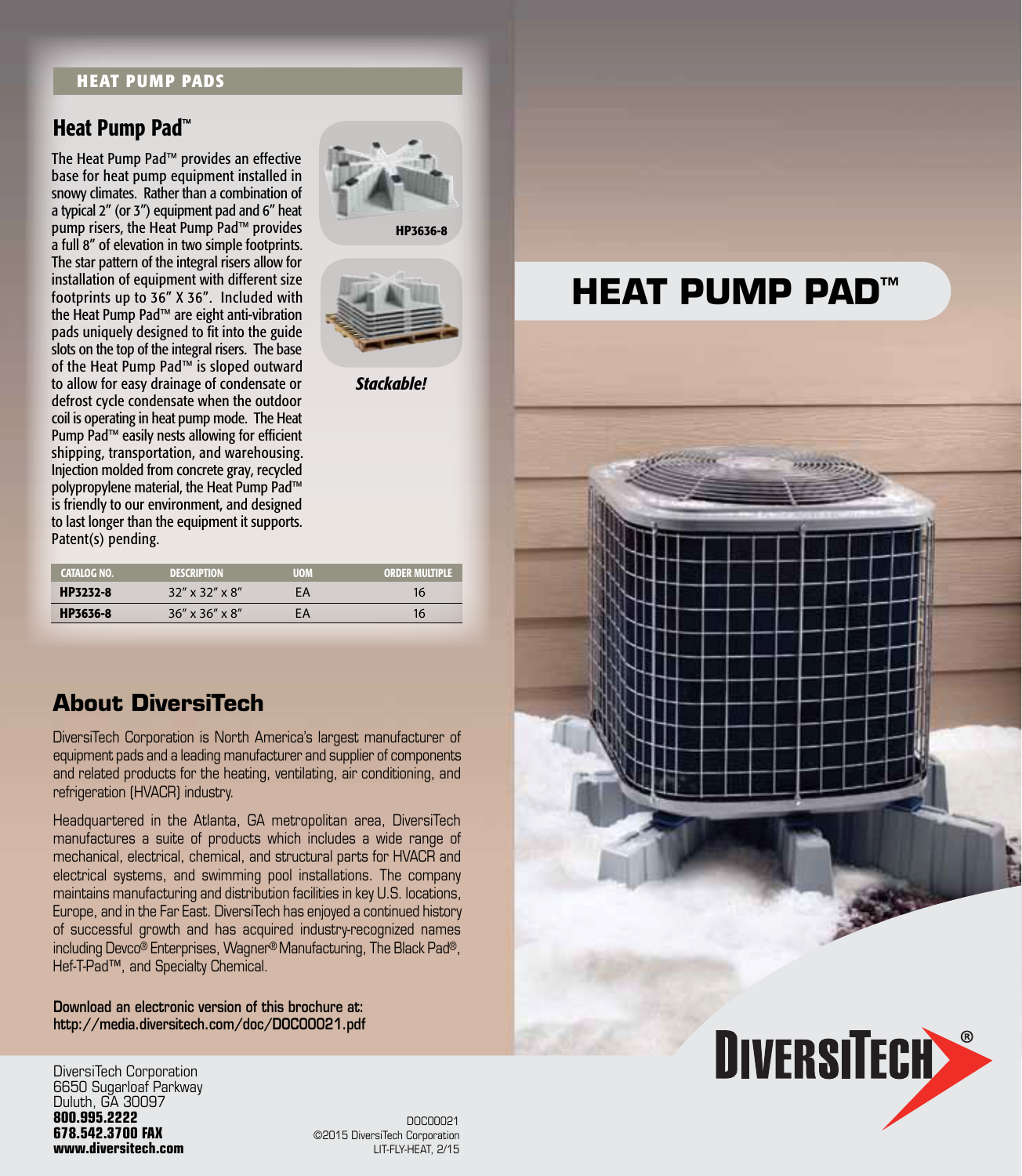## HEAT PUMP PADS

### Heat Pump Pad™

The Heat Pump Pad™ provides an effective base for heat pump equipment installed in snowy climates. Rather than a combination of a typical 2" (or 3") equipment pad and 6" heat pump risers, the Heat Pump Pad™ provides a full 8" of elevation in two simple footprints. The star pattern of the integral risers allow for installation of equipment with different size footprints up to 36" X 36". Included with the Heat Pump Pad™ are eight anti-vibration pads uniquely designed to fit into the guide slots on the top of the integral risers. The base of the Heat Pump Pad™ is sloped outward to allow for easy drainage of condensate or defrost cycle condensate when the outdoor coil is operating in heat pump mode. The Heat Pump Pad™ easily nests allowing for efficient shipping, transportation, and warehousing. Injection molded from concrete gray, recycled polypropylene material, the Heat Pump Pad™ is friendly to our environment, and designed to last longer than the equipment it supports. Patent(s) pending.

HP3636-8

*Stackable!*

| CATALOG NO. | DESCRIPTION | UOM | ORDER MULTIPLE |
|---|---|---|---|
| **HP3232-8** | 32" x 32" x 8" | EA | 16 |
| **HP3636-8** | 36" x 36" x 8" | EA | 16 |

## About DiversiTech

DiversiTech Corporation is North America's largest manufacturer of equipment pads and a leading manufacturer and supplier of components and related products for the heating, ventilating, air conditioning, and refrigeration (HVACR) industry.

Headquartered in the Atlanta, GA metropolitan area, DiversiTech manufactures a suite of products which includes a wide range of mechanical, electrical, chemical, and structural parts for HVACR and electrical systems, and swimming pool installations. The company maintains manufacturing and distribution facilities in key U.S. locations, Europe, and in the Far East. DiversiTech has enjoyed a continued history of successful growth and has acquired industry-recognized names including Devco® Enterprises, Wagner® Manufacturing, The Black Pad®, Hef-T-Pad™, and Specialty Chemical.

**Download an electronic version of this brochure at:**
**http://media.diversitech.com/doc/DOC00021.pdf**

DiversiTech Corporation
6650 Sugarloaf Parkway
Duluth, GA 30097
**800.995.2222**
**678.542.3700 FAX**
**www.diversitech.com**

DOC00021
©2015 DiversiTech Corporation
LIT-FLY-HEAT, 2/15

# HEAT PUMP PAD™

DIVERSITECH®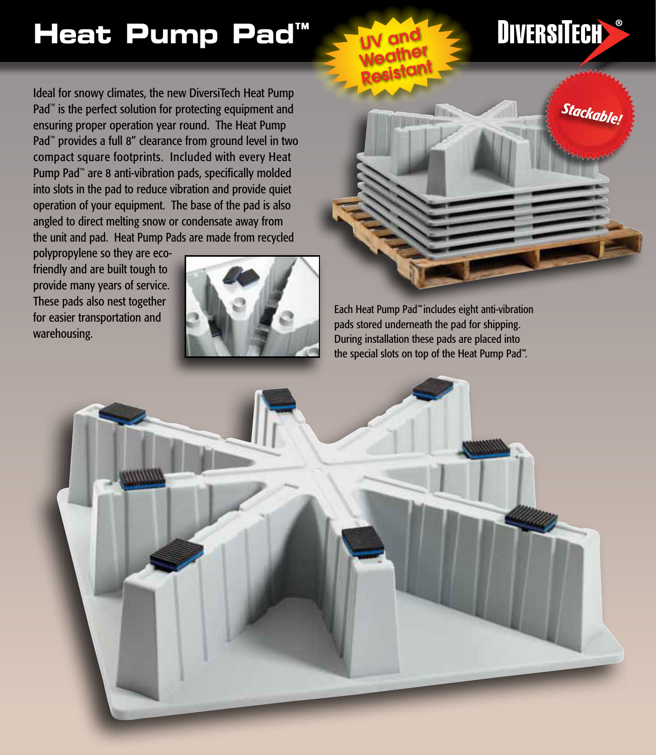# Heat Pump Pad™

**UV and Weather Resistant**

DIVERSITECH®

**Stackable!**

Ideal for snowy climates, the new DiversiTech Heat Pump Pad™ is the perfect solution for protecting equipment and ensuring proper operation year round. The Heat Pump Pad™ provides a full 8" clearance from ground level in two compact square footprints. Included with every Heat Pump Pad™ are 8 anti-vibration pads, specifically molded into slots in the pad to reduce vibration and provide quiet operation of your equipment. The base of the pad is also angled to direct melting snow or condensate away from the unit and pad. Heat Pump Pads are made from recycled polypropylene so they are eco-friendly and are built tough to provide many years of service. These pads also nest together for easier transportation and warehousing.

Each Heat Pump Pad™ includes eight anti-vibration pads stored underneath the pad for shipping. During installation these pads are placed into the special slots on top of the Heat Pump Pad™.